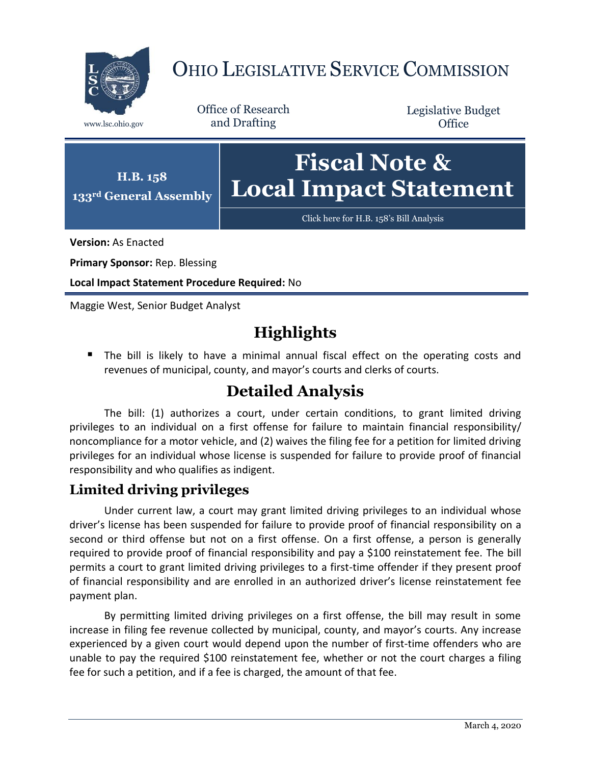# Ohio Legislative Service Commission

www.lsc.ohio.gov

Office of Research and Drafting

Legislative Budget Office

**H.B. 158**
**133rd General Assembly**

# Fiscal Note & Local Impact Statement

Click here for H.B. 158's Bill Analysis

**Version:** As Enacted

**Primary Sponsor:** Rep. Blessing

**Local Impact Statement Procedure Required:** No

Maggie West, Senior Budget Analyst

## Highlights

- The bill is likely to have a minimal annual fiscal effect on the operating costs and revenues of municipal, county, and mayor's courts and clerks of courts.

## Detailed Analysis

The bill: (1) authorizes a court, under certain conditions, to grant limited driving privileges to an individual on a first offense for failure to maintain financial responsibility/noncompliance for a motor vehicle, and (2) waives the filing fee for a petition for limited driving privileges for an individual whose license is suspended for failure to provide proof of financial responsibility and who qualifies as indigent.

### Limited driving privileges

Under current law, a court may grant limited driving privileges to an individual whose driver's license has been suspended for failure to provide proof of financial responsibility on a second or third offense but not on a first offense. On a first offense, a person is generally required to provide proof of financial responsibility and pay a $100 reinstatement fee. The bill permits a court to grant limited driving privileges to a first-time offender if they present proof of financial responsibility and are enrolled in an authorized driver's license reinstatement fee payment plan.

By permitting limited driving privileges on a first offense, the bill may result in some increase in filing fee revenue collected by municipal, county, and mayor's courts. Any increase experienced by a given court would depend upon the number of first-time offenders who are unable to pay the required $100 reinstatement fee, whether or not the court charges a filing fee for such a petition, and if a fee is charged, the amount of that fee.

March 4, 2020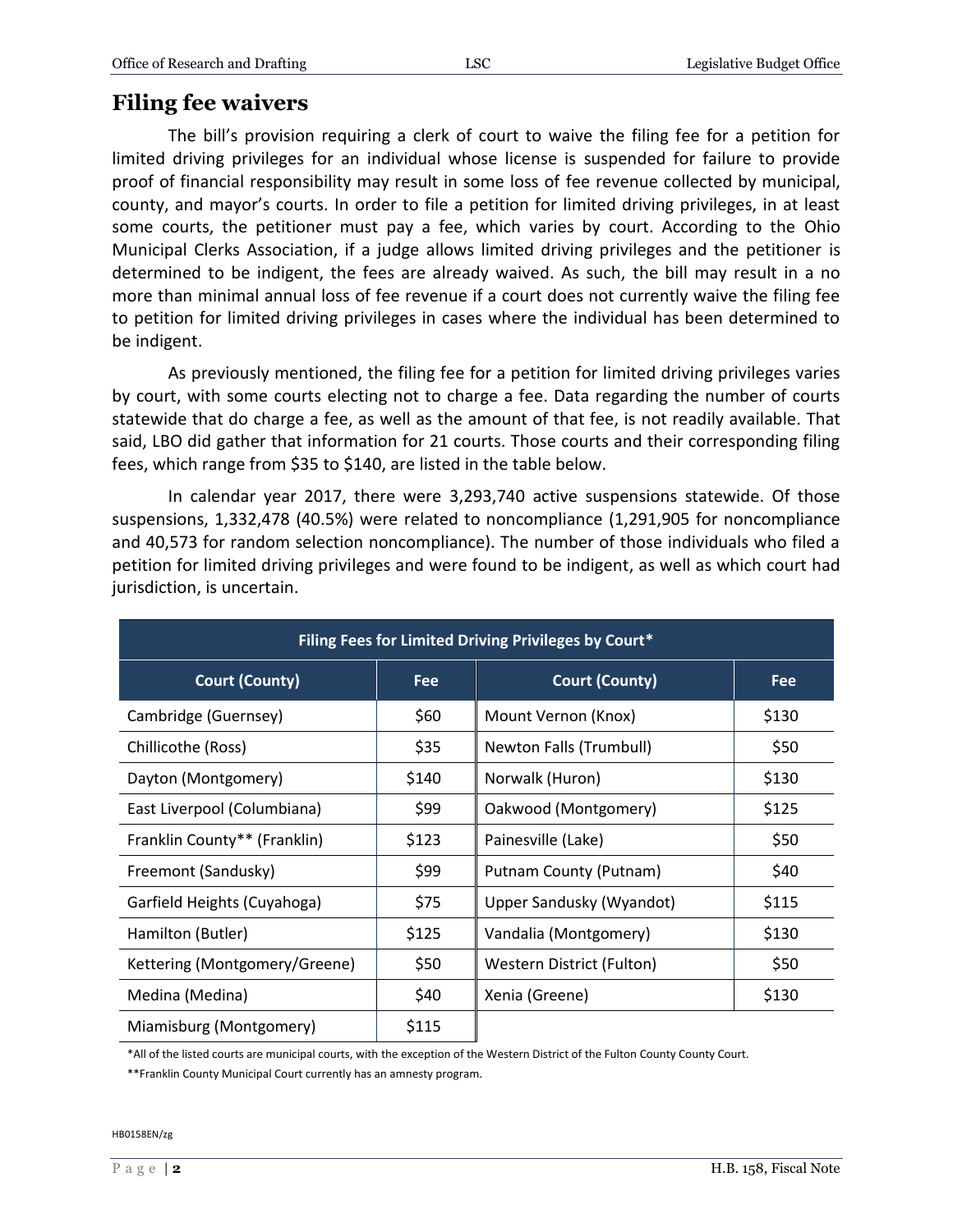## Filing fee waivers

The bill's provision requiring a clerk of court to waive the filing fee for a petition for limited driving privileges for an individual whose license is suspended for failure to provide proof of financial responsibility may result in some loss of fee revenue collected by municipal, county, and mayor's courts. In order to file a petition for limited driving privileges, in at least some courts, the petitioner must pay a fee, which varies by court. According to the Ohio Municipal Clerks Association, if a judge allows limited driving privileges and the petitioner is determined to be indigent, the fees are already waived. As such, the bill may result in a no more than minimal annual loss of fee revenue if a court does not currently waive the filing fee to petition for limited driving privileges in cases where the individual has been determined to be indigent.

As previously mentioned, the filing fee for a petition for limited driving privileges varies by court, with some courts electing not to charge a fee. Data regarding the number of courts statewide that do charge a fee, as well as the amount of that fee, is not readily available. That said, LBO did gather that information for 21 courts. Those courts and their corresponding filing fees, which range from $35 to $140, are listed in the table below.

In calendar year 2017, there were 3,293,740 active suspensions statewide. Of those suspensions, 1,332,478 (40.5%) were related to noncompliance (1,291,905 for noncompliance and 40,573 for random selection noncompliance). The number of those individuals who filed a petition for limited driving privileges and were found to be indigent, as well as which court had jurisdiction, is uncertain.

**Filing Fees for Limited Driving Privileges by Court***

| Court (County) | Fee | Court (County) | Fee |
|---|---|---|---|
| Cambridge (Guernsey) | $60 | Mount Vernon (Knox) | $130 |
| Chillicothe (Ross) | $35 | Newton Falls (Trumbull) | $50 |
| Dayton (Montgomery) | $140 | Norwalk (Huron) | $130 |
| East Liverpool (Columbiana) | $99 | Oakwood (Montgomery) | $125 |
| Franklin County** (Franklin) | $123 | Painesville (Lake) | $50 |
| Freemont (Sandusky) | $99 | Putnam County (Putnam) | $40 |
| Garfield Heights (Cuyahoga) | $75 | Upper Sandusky (Wyandot) | $115 |
| Hamilton (Butler) | $125 | Vandalia (Montgomery) | $130 |
| Kettering (Montgomery/Greene) | $50 | Western District (Fulton) | $50 |
| Medina (Medina) | $40 | Xenia (Greene) | $130 |
| Miamisburg (Montgomery) | $115 | | |

*All of the listed courts are municipal courts, with the exception of the Western District of the Fulton County County Court.

**Franklin County Municipal Court currently has an amnesty program.

HB0158EN/zg